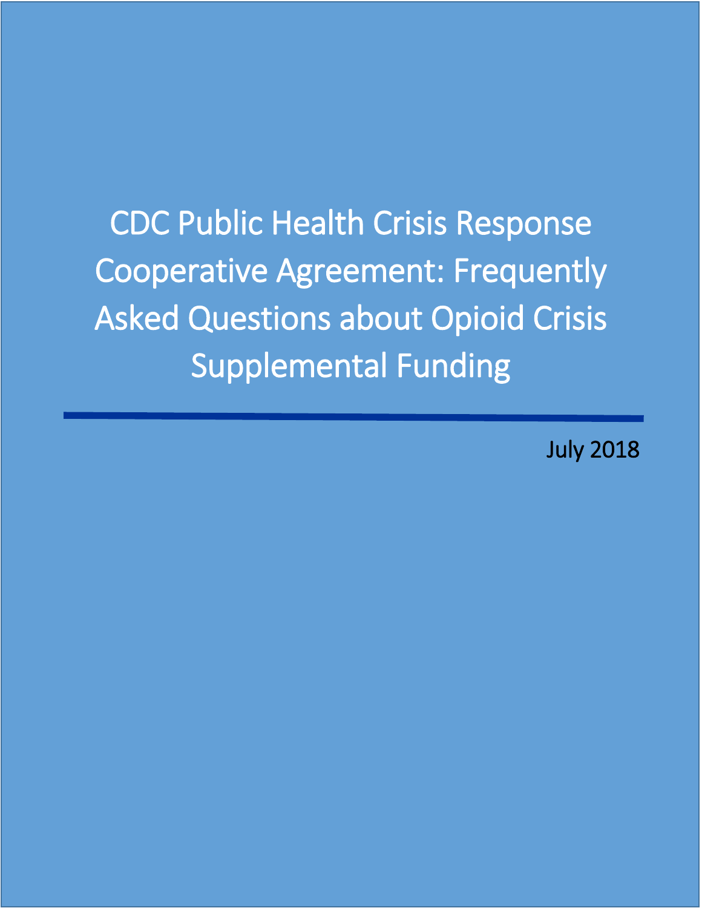# CDC Public Health Crisis Response Cooperative Agreement: Frequently Asked Questions about Opioid Crisis Supplemental Funding

July 2018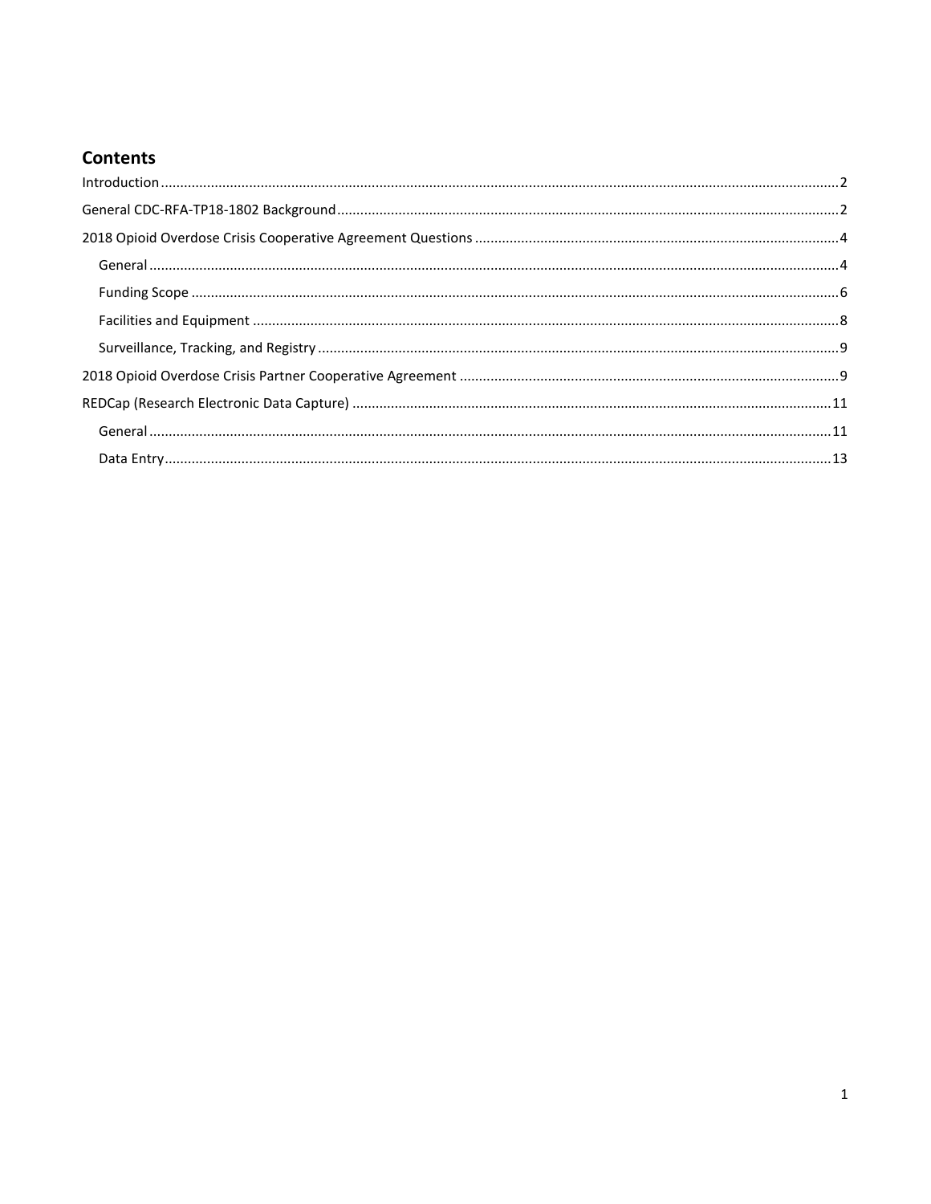## Contents

- Introduction ..... 2
- General CDC-RFA-TP18-1802 Background ..... 2
- 2018 Opioid Overdose Crisis Cooperative Agreement Questions ..... 4
  - General ..... 4
  - Funding Scope ..... 6
  - Facilities and Equipment ..... 8
  - Surveillance, Tracking, and Registry ..... 9
- 2018 Opioid Overdose Crisis Partner Cooperative Agreement ..... 9
- REDCap (Research Electronic Data Capture) ..... 11
  - General ..... 11
  - Data Entry ..... 13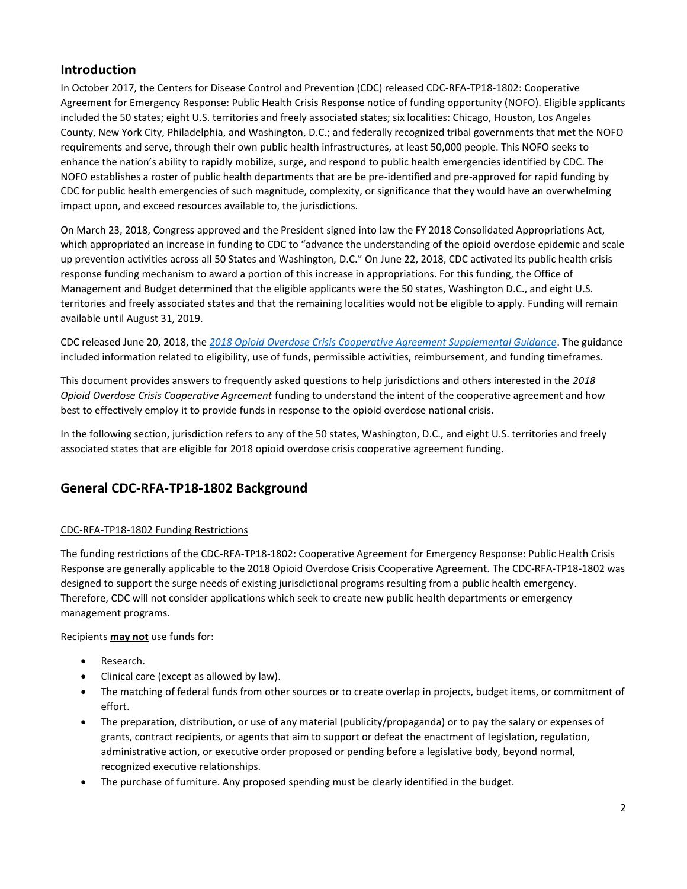## Introduction

In October 2017, the Centers for Disease Control and Prevention (CDC) released CDC-RFA-TP18-1802: Cooperative Agreement for Emergency Response: Public Health Crisis Response notice of funding opportunity (NOFO). Eligible applicants included the 50 states; eight U.S. territories and freely associated states; six localities: Chicago, Houston, Los Angeles County, New York City, Philadelphia, and Washington, D.C.; and federally recognized tribal governments that met the NOFO requirements and serve, through their own public health infrastructures, at least 50,000 people. This NOFO seeks to enhance the nation's ability to rapidly mobilize, surge, and respond to public health emergencies identified by CDC. The NOFO establishes a roster of public health departments that are be pre-identified and pre-approved for rapid funding by CDC for public health emergencies of such magnitude, complexity, or significance that they would have an overwhelming impact upon, and exceed resources available to, the jurisdictions.

On March 23, 2018, Congress approved and the President signed into law the FY 2018 Consolidated Appropriations Act, which appropriated an increase in funding to CDC to "advance the understanding of the opioid overdose epidemic and scale up prevention activities across all 50 States and Washington, D.C." On June 22, 2018, CDC activated its public health crisis response funding mechanism to award a portion of this increase in appropriations. For this funding, the Office of Management and Budget determined that the eligible applicants were the 50 states, Washington D.C., and eight U.S. territories and freely associated states and that the remaining localities would not be eligible to apply. Funding will remain available until August 31, 2019.

CDC released June 20, 2018, the *2018 Opioid Overdose Crisis Cooperative Agreement Supplemental Guidance*. The guidance included information related to eligibility, use of funds, permissible activities, reimbursement, and funding timeframes.

This document provides answers to frequently asked questions to help jurisdictions and others interested in the *2018 Opioid Overdose Crisis Cooperative Agreement* funding to understand the intent of the cooperative agreement and how best to effectively employ it to provide funds in response to the opioid overdose national crisis.

In the following section, jurisdiction refers to any of the 50 states, Washington, D.C., and eight U.S. territories and freely associated states that are eligible for 2018 opioid overdose crisis cooperative agreement funding.

## General CDC-RFA-TP18-1802 Background

CDC-RFA-TP18-1802 Funding Restrictions

The funding restrictions of the CDC-RFA-TP18-1802: Cooperative Agreement for Emergency Response: Public Health Crisis Response are generally applicable to the 2018 Opioid Overdose Crisis Cooperative Agreement. The CDC-RFA-TP18-1802 was designed to support the surge needs of existing jurisdictional programs resulting from a public health emergency. Therefore, CDC will not consider applications which seek to create new public health departments or emergency management programs.

Recipients **may not** use funds for:

- Research.
- Clinical care (except as allowed by law).
- The matching of federal funds from other sources or to create overlap in projects, budget items, or commitment of effort.
- The preparation, distribution, or use of any material (publicity/propaganda) or to pay the salary or expenses of grants, contract recipients, or agents that aim to support or defeat the enactment of legislation, regulation, administrative action, or executive order proposed or pending before a legislative body, beyond normal, recognized executive relationships.
- The purchase of furniture. Any proposed spending must be clearly identified in the budget.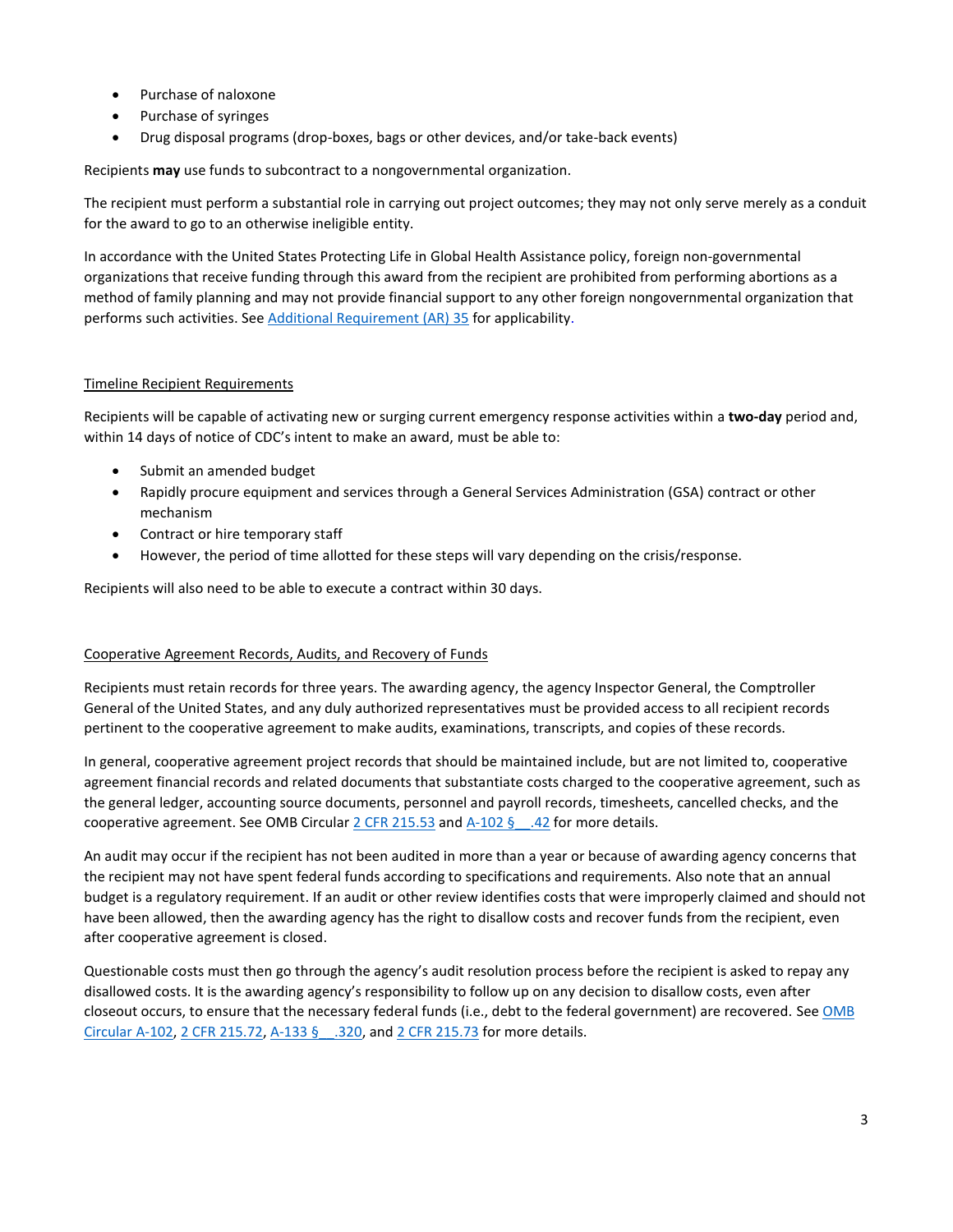- Purchase of naloxone
- Purchase of syringes
- Drug disposal programs (drop-boxes, bags or other devices, and/or take-back events)

Recipients **may** use funds to subcontract to a nongovernmental organization.

The recipient must perform a substantial role in carrying out project outcomes; they may not only serve merely as a conduit for the award to go to an otherwise ineligible entity.

In accordance with the United States Protecting Life in Global Health Assistance policy, foreign non-governmental organizations that receive funding through this award from the recipient are prohibited from performing abortions as a method of family planning and may not provide financial support to any other foreign nongovernmental organization that performs such activities. See [Additional Requirement (AR) 35]() for applicability.

Timeline Recipient Requirements

Recipients will be capable of activating new or surging current emergency response activities within a **two-day** period and, within 14 days of notice of CDC's intent to make an award, must be able to:

- Submit an amended budget
- Rapidly procure equipment and services through a General Services Administration (GSA) contract or other mechanism
- Contract or hire temporary staff
- However, the period of time allotted for these steps will vary depending on the crisis/response.

Recipients will also need to be able to execute a contract within 30 days.

Cooperative Agreement Records, Audits, and Recovery of Funds

Recipients must retain records for three years. The awarding agency, the agency Inspector General, the Comptroller General of the United States, and any duly authorized representatives must be provided access to all recipient records pertinent to the cooperative agreement to make audits, examinations, transcripts, and copies of these records.

In general, cooperative agreement project records that should be maintained include, but are not limited to, cooperative agreement financial records and related documents that substantiate costs charged to the cooperative agreement, such as the general ledger, accounting source documents, personnel and payroll records, timesheets, cancelled checks, and the cooperative agreement. See OMB Circular 2 CFR 215.53 and A-102 § __.42 for more details.

An audit may occur if the recipient has not been audited in more than a year or because of awarding agency concerns that the recipient may not have spent federal funds according to specifications and requirements. Also note that an annual budget is a regulatory requirement. If an audit or other review identifies costs that were improperly claimed and should not have been allowed, then the awarding agency has the right to disallow costs and recover funds from the recipient, even after cooperative agreement is closed.

Questionable costs must then go through the agency's audit resolution process before the recipient is asked to repay any disallowed costs. It is the awarding agency's responsibility to follow up on any decision to disallow costs, even after closeout occurs, to ensure that the necessary federal funds (i.e., debt to the federal government) are recovered. See OMB Circular A-102, 2 CFR 215.72, A-133 § __.320, and 2 CFR 215.73 for more details.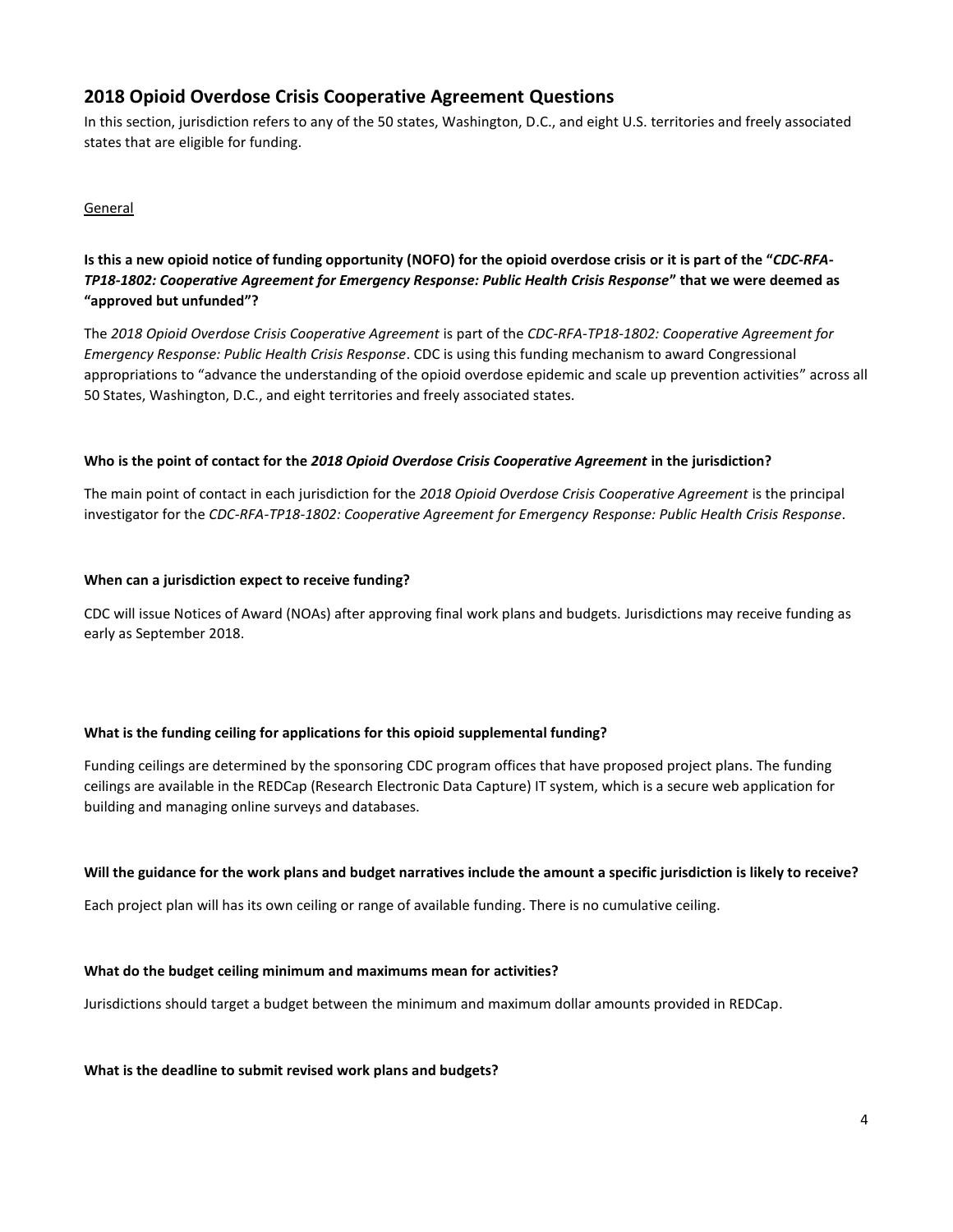## 2018 Opioid Overdose Crisis Cooperative Agreement Questions

In this section, jurisdiction refers to any of the 50 states, Washington, D.C., and eight U.S. territories and freely associated states that are eligible for funding.

General

**Is this a new opioid notice of funding opportunity (NOFO) for the opioid overdose crisis or it is part of the "*CDC-RFA-TP18-1802: Cooperative Agreement for Emergency Response: Public Health Crisis Response*" that we were deemed as "approved but unfunded"?**

The *2018 Opioid Overdose Crisis Cooperative Agreement* is part of the *CDC-RFA-TP18-1802: Cooperative Agreement for Emergency Response: Public Health Crisis Response*. CDC is using this funding mechanism to award Congressional appropriations to "advance the understanding of the opioid overdose epidemic and scale up prevention activities" across all 50 States, Washington, D.C., and eight territories and freely associated states.

**Who is the point of contact for the *2018 Opioid Overdose Crisis Cooperative Agreement* in the jurisdiction?**

The main point of contact in each jurisdiction for the *2018 Opioid Overdose Crisis Cooperative Agreement* is the principal investigator for the *CDC-RFA-TP18-1802: Cooperative Agreement for Emergency Response: Public Health Crisis Response*.

**When can a jurisdiction expect to receive funding?**

CDC will issue Notices of Award (NOAs) after approving final work plans and budgets. Jurisdictions may receive funding as early as September 2018.

**What is the funding ceiling for applications for this opioid supplemental funding?**

Funding ceilings are determined by the sponsoring CDC program offices that have proposed project plans. The funding ceilings are available in the REDCap (Research Electronic Data Capture) IT system, which is a secure web application for building and managing online surveys and databases.

**Will the guidance for the work plans and budget narratives include the amount a specific jurisdiction is likely to receive?**

Each project plan will has its own ceiling or range of available funding. There is no cumulative ceiling.

**What do the budget ceiling minimum and maximums mean for activities?**

Jurisdictions should target a budget between the minimum and maximum dollar amounts provided in REDCap.

**What is the deadline to submit revised work plans and budgets?**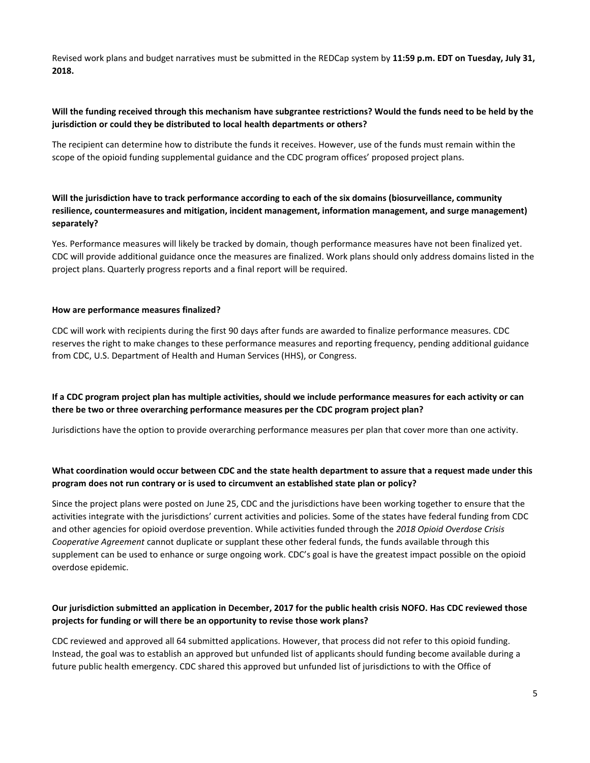Revised work plans and budget narratives must be submitted in the REDCap system by **11:59 p.m. EDT on Tuesday, July 31, 2018.**

**Will the funding received through this mechanism have subgrantee restrictions? Would the funds need to be held by the jurisdiction or could they be distributed to local health departments or others?**

The recipient can determine how to distribute the funds it receives. However, use of the funds must remain within the scope of the opioid funding supplemental guidance and the CDC program offices' proposed project plans.

**Will the jurisdiction have to track performance according to each of the six domains (biosurveillance, community resilience, countermeasures and mitigation, incident management, information management, and surge management) separately?**

Yes. Performance measures will likely be tracked by domain, though performance measures have not been finalized yet. CDC will provide additional guidance once the measures are finalized. Work plans should only address domains listed in the project plans. Quarterly progress reports and a final report will be required.

**How are performance measures finalized?**

CDC will work with recipients during the first 90 days after funds are awarded to finalize performance measures. CDC reserves the right to make changes to these performance measures and reporting frequency, pending additional guidance from CDC, U.S. Department of Health and Human Services (HHS), or Congress.

**If a CDC program project plan has multiple activities, should we include performance measures for each activity or can there be two or three overarching performance measures per the CDC program project plan?**

Jurisdictions have the option to provide overarching performance measures per plan that cover more than one activity.

**What coordination would occur between CDC and the state health department to assure that a request made under this program does not run contrary or is used to circumvent an established state plan or policy?**

Since the project plans were posted on June 25, CDC and the jurisdictions have been working together to ensure that the activities integrate with the jurisdictions' current activities and policies. Some of the states have federal funding from CDC and other agencies for opioid overdose prevention. While activities funded through the *2018 Opioid Overdose Crisis Cooperative Agreement* cannot duplicate or supplant these other federal funds, the funds available through this supplement can be used to enhance or surge ongoing work. CDC's goal is have the greatest impact possible on the opioid overdose epidemic.

**Our jurisdiction submitted an application in December, 2017 for the public health crisis NOFO. Has CDC reviewed those projects for funding or will there be an opportunity to revise those work plans?**

CDC reviewed and approved all 64 submitted applications. However, that process did not refer to this opioid funding. Instead, the goal was to establish an approved but unfunded list of applicants should funding become available during a future public health emergency. CDC shared this approved but unfunded list of jurisdictions to with the Office of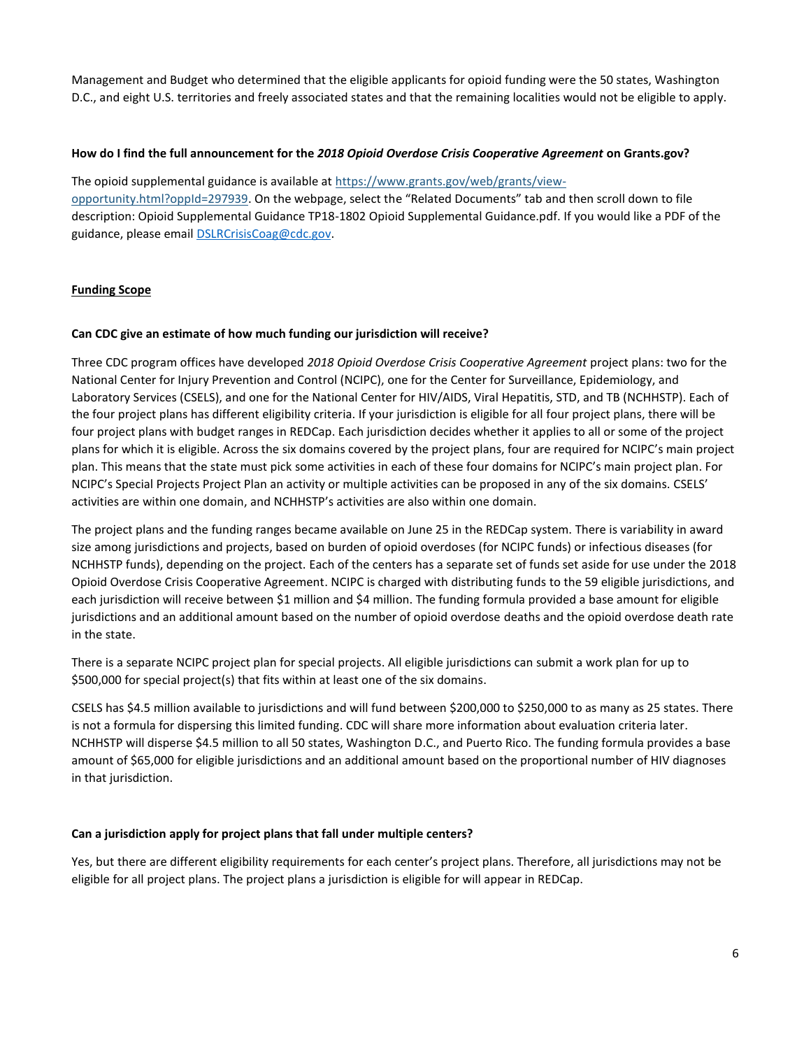Management and Budget who determined that the eligible applicants for opioid funding were the 50 states, Washington D.C., and eight U.S. territories and freely associated states and that the remaining localities would not be eligible to apply.

**How do I find the full announcement for the *2018 Opioid Overdose Crisis Cooperative Agreement* on Grants.gov?**

The opioid supplemental guidance is available at [https://www.grants.gov/web/grants/view-opportunity.html?oppId=297939](https://www.grants.gov/web/grants/view-opportunity.html?oppId=297939). On the webpage, select the "Related Documents" tab and then scroll down to file description: Opioid Supplemental Guidance TP18-1802 Opioid Supplemental Guidance.pdf. If you would like a PDF of the guidance, please email [DSLRCrisisCoag@cdc.gov](mailto:DSLRCrisisCoag@cdc.gov).

## Funding Scope

**Can CDC give an estimate of how much funding our jurisdiction will receive?**

Three CDC program offices have developed *2018 Opioid Overdose Crisis Cooperative Agreement* project plans: two for the National Center for Injury Prevention and Control (NCIPC), one for the Center for Surveillance, Epidemiology, and Laboratory Services (CSELS), and one for the National Center for HIV/AIDS, Viral Hepatitis, STD, and TB (NCHHSTP). Each of the four project plans has different eligibility criteria. If your jurisdiction is eligible for all four project plans, there will be four project plans with budget ranges in REDCap. Each jurisdiction decides whether it applies to all or some of the project plans for which it is eligible. Across the six domains covered by the project plans, four are required for NCIPC's main project plan. This means that the state must pick some activities in each of these four domains for NCIPC's main project plan. For NCIPC's Special Projects Project Plan an activity or multiple activities can be proposed in any of the six domains. CSELS' activities are within one domain, and NCHHSTP's activities are also within one domain.

The project plans and the funding ranges became available on June 25 in the REDCap system. There is variability in award size among jurisdictions and projects, based on burden of opioid overdoses (for NCIPC funds) or infectious diseases (for NCHHSTP funds), depending on the project. Each of the centers has a separate set of funds set aside for use under the 2018 Opioid Overdose Crisis Cooperative Agreement. NCIPC is charged with distributing funds to the 59 eligible jurisdictions, and each jurisdiction will receive between $1 million and $4 million. The funding formula provided a base amount for eligible jurisdictions and an additional amount based on the number of opioid overdose deaths and the opioid overdose death rate in the state.

There is a separate NCIPC project plan for special projects. All eligible jurisdictions can submit a work plan for up to $500,000 for special project(s) that fits within at least one of the six domains.

CSELS has $4.5 million available to jurisdictions and will fund between $200,000 to $250,000 to as many as 25 states. There is not a formula for dispersing this limited funding. CDC will share more information about evaluation criteria later. NCHHSTP will disperse $4.5 million to all 50 states, Washington D.C., and Puerto Rico. The funding formula provides a base amount of $65,000 for eligible jurisdictions and an additional amount based on the proportional number of HIV diagnoses in that jurisdiction.

**Can a jurisdiction apply for project plans that fall under multiple centers?**

Yes, but there are different eligibility requirements for each center's project plans. Therefore, all jurisdictions may not be eligible for all project plans. The project plans a jurisdiction is eligible for will appear in REDCap.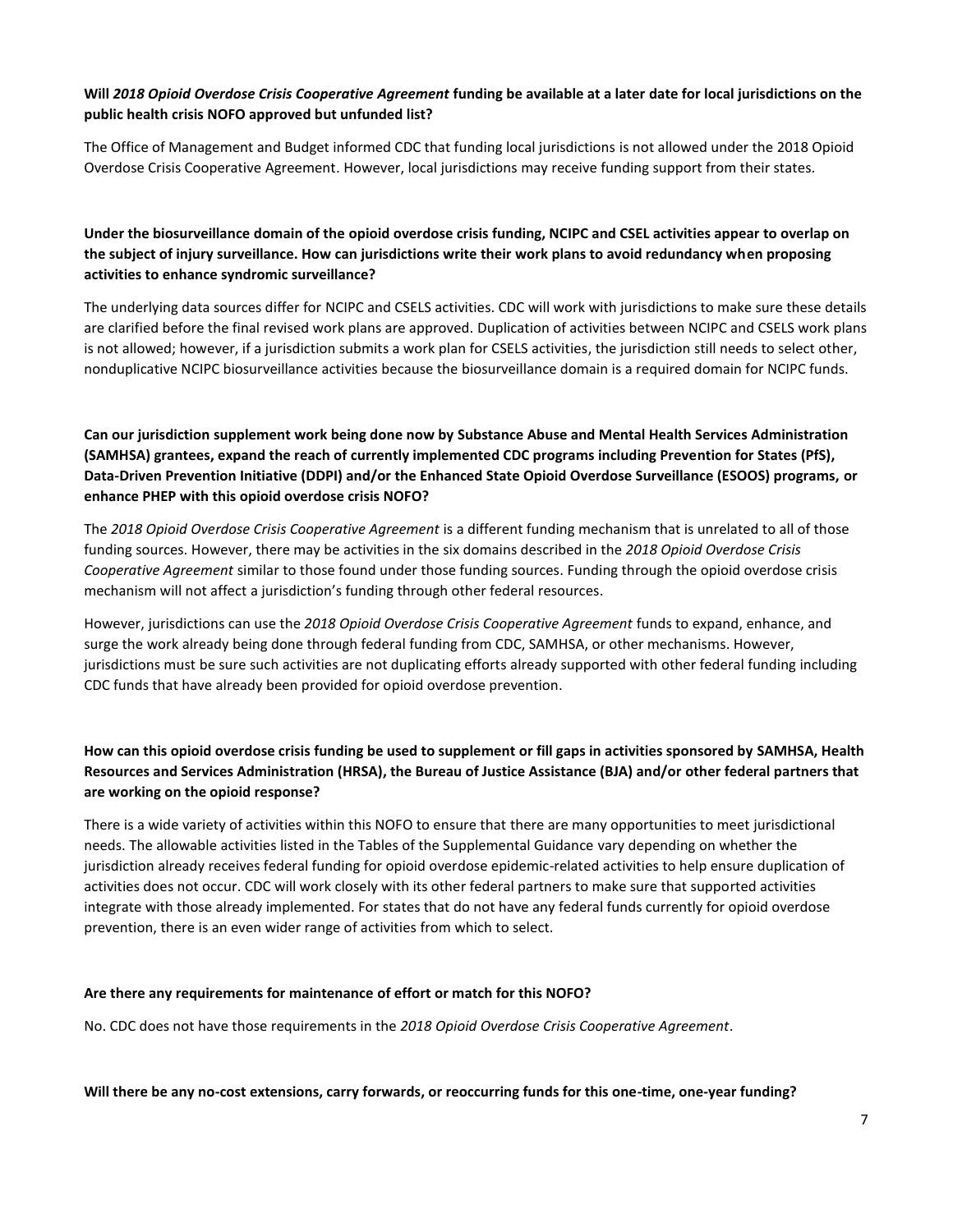**Will *2018 Opioid Overdose Crisis Cooperative Agreement* funding be available at a later date for local jurisdictions on the public health crisis NOFO approved but unfunded list?**

The Office of Management and Budget informed CDC that funding local jurisdictions is not allowed under the 2018 Opioid Overdose Crisis Cooperative Agreement. However, local jurisdictions may receive funding support from their states.

**Under the biosurveillance domain of the opioid overdose crisis funding, NCIPC and CSEL activities appear to overlap on the subject of injury surveillance. How can jurisdictions write their work plans to avoid redundancy when proposing activities to enhance syndromic surveillance?**

The underlying data sources differ for NCIPC and CSELS activities. CDC will work with jurisdictions to make sure these details are clarified before the final revised work plans are approved. Duplication of activities between NCIPC and CSELS work plans is not allowed; however, if a jurisdiction submits a work plan for CSELS activities, the jurisdiction still needs to select other, nonduplicative NCIPC biosurveillance activities because the biosurveillance domain is a required domain for NCIPC funds.

**Can our jurisdiction supplement work being done now by Substance Abuse and Mental Health Services Administration (SAMHSA) grantees, expand the reach of currently implemented CDC programs including Prevention for States (PfS), Data-Driven Prevention Initiative (DDPI) and/or the Enhanced State Opioid Overdose Surveillance (ESOOS) programs, or enhance PHEP with this opioid overdose crisis NOFO?**

The *2018 Opioid Overdose Crisis Cooperative Agreement* is a different funding mechanism that is unrelated to all of those funding sources. However, there may be activities in the six domains described in the *2018 Opioid Overdose Crisis Cooperative Agreement* similar to those found under those funding sources. Funding through the opioid overdose crisis mechanism will not affect a jurisdiction's funding through other federal resources.

However, jurisdictions can use the *2018 Opioid Overdose Crisis Cooperative Agreement* funds to expand, enhance, and surge the work already being done through federal funding from CDC, SAMHSA, or other mechanisms. However, jurisdictions must be sure such activities are not duplicating efforts already supported with other federal funding including CDC funds that have already been provided for opioid overdose prevention.

**How can this opioid overdose crisis funding be used to supplement or fill gaps in activities sponsored by SAMHSA, Health Resources and Services Administration (HRSA), the Bureau of Justice Assistance (BJA) and/or other federal partners that are working on the opioid response?**

There is a wide variety of activities within this NOFO to ensure that there are many opportunities to meet jurisdictional needs. The allowable activities listed in the Tables of the Supplemental Guidance vary depending on whether the jurisdiction already receives federal funding for opioid overdose epidemic-related activities to help ensure duplication of activities does not occur. CDC will work closely with its other federal partners to make sure that supported activities integrate with those already implemented. For states that do not have any federal funds currently for opioid overdose prevention, there is an even wider range of activities from which to select.

**Are there any requirements for maintenance of effort or match for this NOFO?**

No. CDC does not have those requirements in the *2018 Opioid Overdose Crisis Cooperative Agreement*.

**Will there be any no-cost extensions, carry forwards, or reoccurring funds for this one-time, one-year funding?**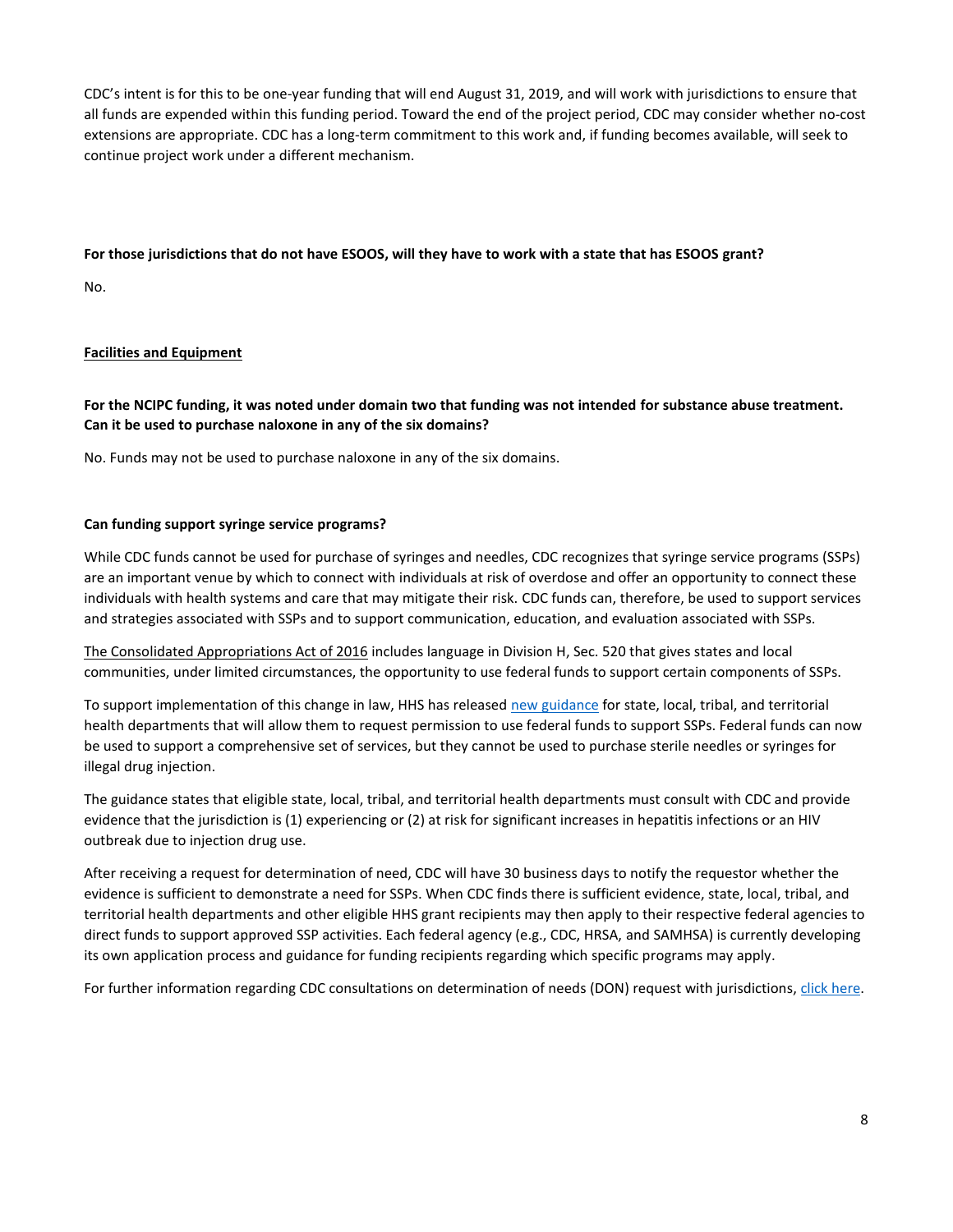CDC's intent is for this to be one-year funding that will end August 31, 2019, and will work with jurisdictions to ensure that all funds are expended within this funding period. Toward the end of the project period, CDC may consider whether no-cost extensions are appropriate. CDC has a long-term commitment to this work and, if funding becomes available, will seek to continue project work under a different mechanism.

**For those jurisdictions that do not have ESOOS, will they have to work with a state that has ESOOS grant?**

No.

## Facilities and Equipment

**For the NCIPC funding, it was noted under domain two that funding was not intended for substance abuse treatment. Can it be used to purchase naloxone in any of the six domains?**

No. Funds may not be used to purchase naloxone in any of the six domains.

**Can funding support syringe service programs?**

While CDC funds cannot be used for purchase of syringes and needles, CDC recognizes that syringe service programs (SSPs) are an important venue by which to connect with individuals at risk of overdose and offer an opportunity to connect these individuals with health systems and care that may mitigate their risk. CDC funds can, therefore, be used to support services and strategies associated with SSPs and to support communication, education, and evaluation associated with SSPs.

The Consolidated Appropriations Act of 2016 includes language in Division H, Sec. 520 that gives states and local communities, under limited circumstances, the opportunity to use federal funds to support certain components of SSPs.

To support implementation of this change in law, HHS has released new guidance for state, local, tribal, and territorial health departments that will allow them to request permission to use federal funds to support SSPs. Federal funds can now be used to support a comprehensive set of services, but they cannot be used to purchase sterile needles or syringes for illegal drug injection.

The guidance states that eligible state, local, tribal, and territorial health departments must consult with CDC and provide evidence that the jurisdiction is (1) experiencing or (2) at risk for significant increases in hepatitis infections or an HIV outbreak due to injection drug use.

After receiving a request for determination of need, CDC will have 30 business days to notify the requestor whether the evidence is sufficient to demonstrate a need for SSPs. When CDC finds there is sufficient evidence, state, local, tribal, and territorial health departments and other eligible HHS grant recipients may then apply to their respective federal agencies to direct funds to support approved SSP activities. Each federal agency (e.g., CDC, HRSA, and SAMHSA) is currently developing its own application process and guidance for funding recipients regarding which specific programs may apply.

For further information regarding CDC consultations on determination of needs (DON) request with jurisdictions, click here.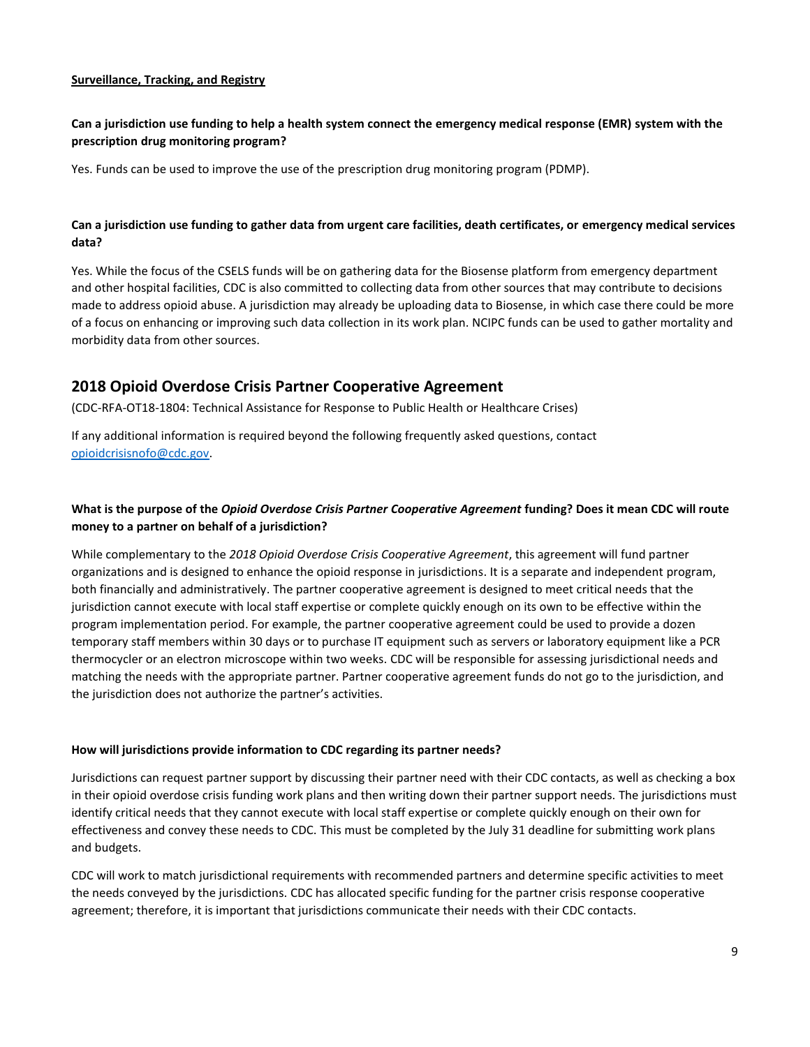**Surveillance, Tracking, and Registry**

**Can a jurisdiction use funding to help a health system connect the emergency medical response (EMR) system with the prescription drug monitoring program?**

Yes. Funds can be used to improve the use of the prescription drug monitoring program (PDMP).

**Can a jurisdiction use funding to gather data from urgent care facilities, death certificates, or emergency medical services data?**

Yes. While the focus of the CSELS funds will be on gathering data for the Biosense platform from emergency department and other hospital facilities, CDC is also committed to collecting data from other sources that may contribute to decisions made to address opioid abuse. A jurisdiction may already be uploading data to Biosense, in which case there could be more of a focus on enhancing or improving such data collection in its work plan. NCIPC funds can be used to gather mortality and morbidity data from other sources.

## 2018 Opioid Overdose Crisis Partner Cooperative Agreement

(CDC-RFA-OT18-1804: Technical Assistance for Response to Public Health or Healthcare Crises)

If any additional information is required beyond the following frequently asked questions, contact opioidcrisisnofo@cdc.gov.

**What is the purpose of the *Opioid Overdose Crisis Partner Cooperative Agreement* funding? Does it mean CDC will route money to a partner on behalf of a jurisdiction?**

While complementary to the *2018 Opioid Overdose Crisis Cooperative Agreement*, this agreement will fund partner organizations and is designed to enhance the opioid response in jurisdictions. It is a separate and independent program, both financially and administratively. The partner cooperative agreement is designed to meet critical needs that the jurisdiction cannot execute with local staff expertise or complete quickly enough on its own to be effective within the program implementation period. For example, the partner cooperative agreement could be used to provide a dozen temporary staff members within 30 days or to purchase IT equipment such as servers or laboratory equipment like a PCR thermocycler or an electron microscope within two weeks. CDC will be responsible for assessing jurisdictional needs and matching the needs with the appropriate partner. Partner cooperative agreement funds do not go to the jurisdiction, and the jurisdiction does not authorize the partner's activities.

**How will jurisdictions provide information to CDC regarding its partner needs?**

Jurisdictions can request partner support by discussing their partner need with their CDC contacts, as well as checking a box in their opioid overdose crisis funding work plans and then writing down their partner support needs. The jurisdictions must identify critical needs that they cannot execute with local staff expertise or complete quickly enough on their own for effectiveness and convey these needs to CDC. This must be completed by the July 31 deadline for submitting work plans and budgets.

CDC will work to match jurisdictional requirements with recommended partners and determine specific activities to meet the needs conveyed by the jurisdictions. CDC has allocated specific funding for the partner crisis response cooperative agreement; therefore, it is important that jurisdictions communicate their needs with their CDC contacts.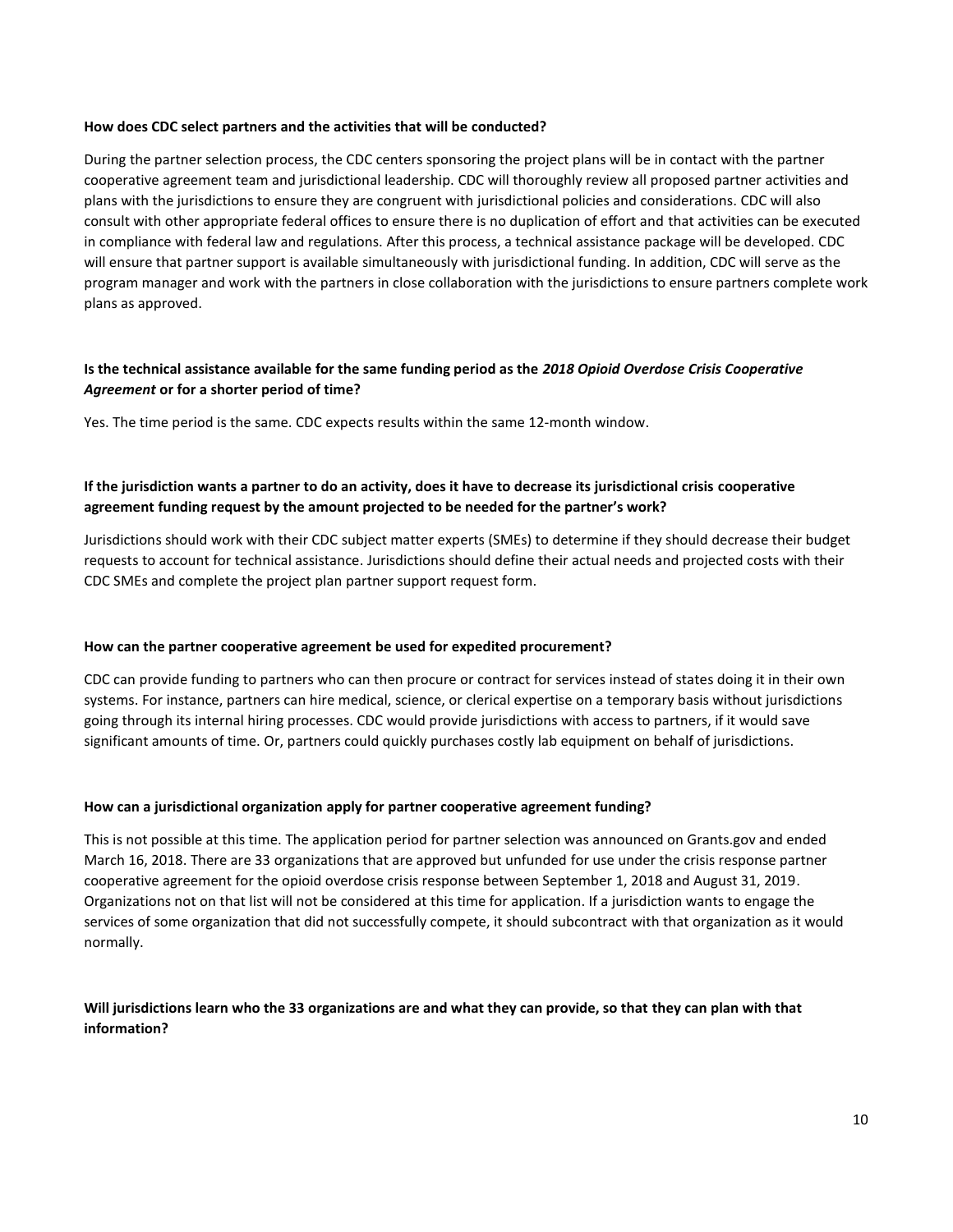**How does CDC select partners and the activities that will be conducted?**

During the partner selection process, the CDC centers sponsoring the project plans will be in contact with the partner cooperative agreement team and jurisdictional leadership. CDC will thoroughly review all proposed partner activities and plans with the jurisdictions to ensure they are congruent with jurisdictional policies and considerations. CDC will also consult with other appropriate federal offices to ensure there is no duplication of effort and that activities can be executed in compliance with federal law and regulations. After this process, a technical assistance package will be developed. CDC will ensure that partner support is available simultaneously with jurisdictional funding. In addition, CDC will serve as the program manager and work with the partners in close collaboration with the jurisdictions to ensure partners complete work plans as approved.

**Is the technical assistance available for the same funding period as the *2018 Opioid Overdose Crisis Cooperative Agreement* or for a shorter period of time?**

Yes. The time period is the same. CDC expects results within the same 12-month window.

**If the jurisdiction wants a partner to do an activity, does it have to decrease its jurisdictional crisis cooperative agreement funding request by the amount projected to be needed for the partner's work?**

Jurisdictions should work with their CDC subject matter experts (SMEs) to determine if they should decrease their budget requests to account for technical assistance. Jurisdictions should define their actual needs and projected costs with their CDC SMEs and complete the project plan partner support request form.

**How can the partner cooperative agreement be used for expedited procurement?**

CDC can provide funding to partners who can then procure or contract for services instead of states doing it in their own systems. For instance, partners can hire medical, science, or clerical expertise on a temporary basis without jurisdictions going through its internal hiring processes. CDC would provide jurisdictions with access to partners, if it would save significant amounts of time. Or, partners could quickly purchases costly lab equipment on behalf of jurisdictions.

**How can a jurisdictional organization apply for partner cooperative agreement funding?**

This is not possible at this time. The application period for partner selection was announced on Grants.gov and ended March 16, 2018. There are 33 organizations that are approved but unfunded for use under the crisis response partner cooperative agreement for the opioid overdose crisis response between September 1, 2018 and August 31, 2019. Organizations not on that list will not be considered at this time for application. If a jurisdiction wants to engage the services of some organization that did not successfully compete, it should subcontract with that organization as it would normally.

**Will jurisdictions learn who the 33 organizations are and what they can provide, so that they can plan with that information?**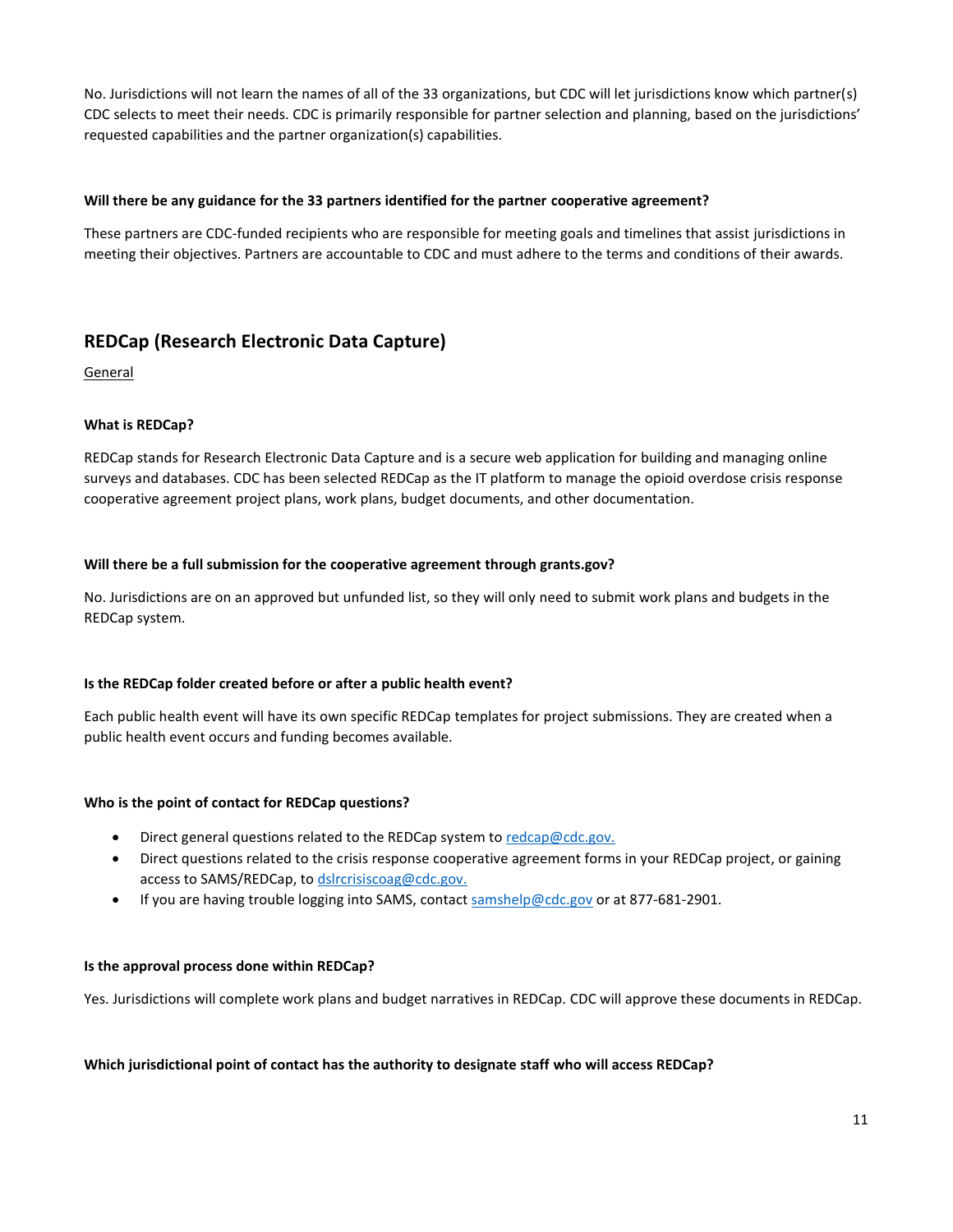No. Jurisdictions will not learn the names of all of the 33 organizations, but CDC will let jurisdictions know which partner(s) CDC selects to meet their needs. CDC is primarily responsible for partner selection and planning, based on the jurisdictions' requested capabilities and the partner organization(s) capabilities.

**Will there be any guidance for the 33 partners identified for the partner cooperative agreement?**

These partners are CDC-funded recipients who are responsible for meeting goals and timelines that assist jurisdictions in meeting their objectives. Partners are accountable to CDC and must adhere to the terms and conditions of their awards.

## REDCap (Research Electronic Data Capture)

General

**What is REDCap?**

REDCap stands for Research Electronic Data Capture and is a secure web application for building and managing online surveys and databases. CDC has been selected REDCap as the IT platform to manage the opioid overdose crisis response cooperative agreement project plans, work plans, budget documents, and other documentation.

**Will there be a full submission for the cooperative agreement through grants.gov?**

No. Jurisdictions are on an approved but unfunded list, so they will only need to submit work plans and budgets in the REDCap system.

**Is the REDCap folder created before or after a public health event?**

Each public health event will have its own specific REDCap templates for project submissions. They are created when a public health event occurs and funding becomes available.

**Who is the point of contact for REDCap questions?**

- Direct general questions related to the REDCap system to redcap@cdc.gov.
- Direct questions related to the crisis response cooperative agreement forms in your REDCap project, or gaining access to SAMS/REDCap, to dslrcrisiscoag@cdc.gov.
- If you are having trouble logging into SAMS, contact samshelp@cdc.gov or at 877-681-2901.

**Is the approval process done within REDCap?**

Yes. Jurisdictions will complete work plans and budget narratives in REDCap. CDC will approve these documents in REDCap.

**Which jurisdictional point of contact has the authority to designate staff who will access REDCap?**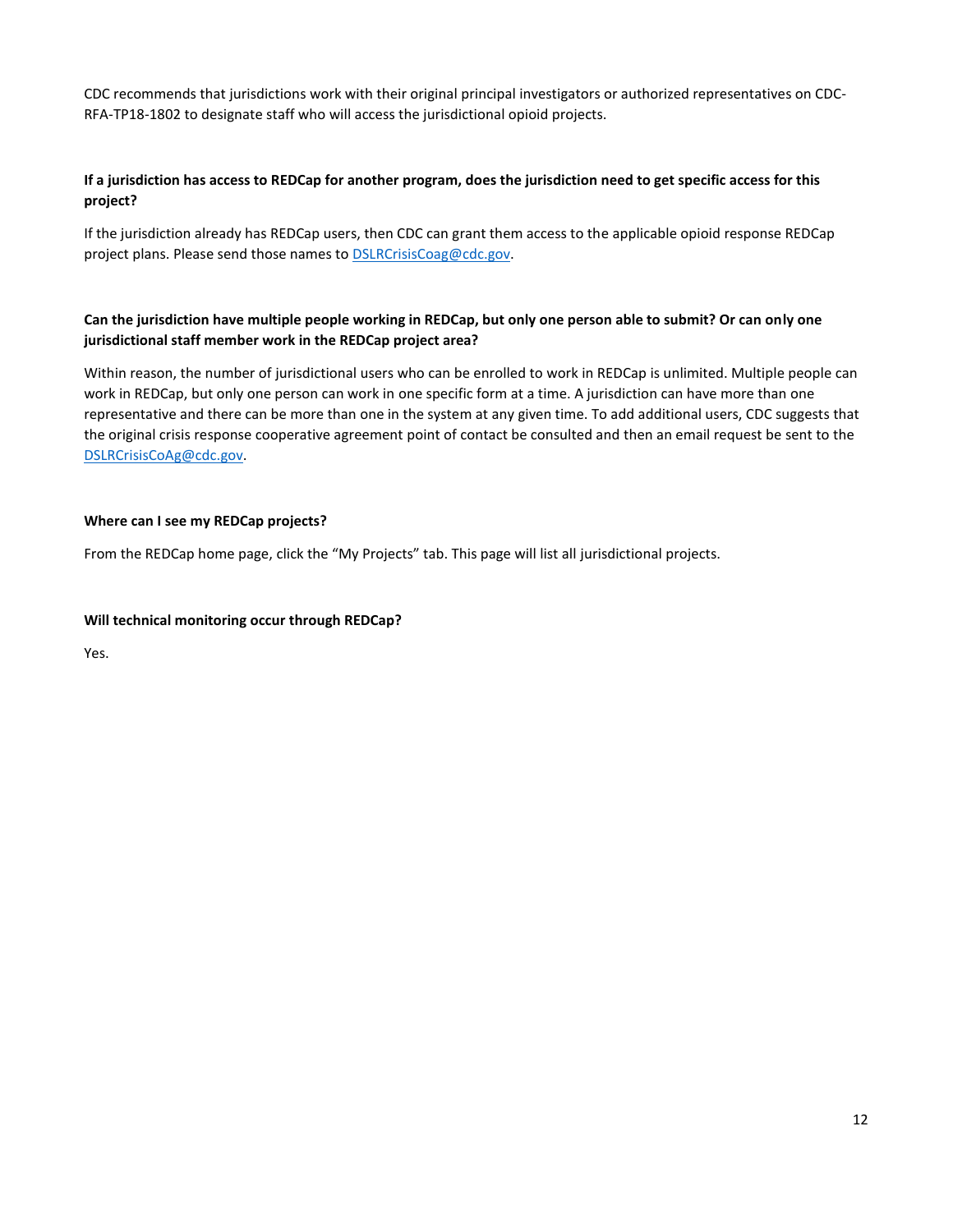CDC recommends that jurisdictions work with their original principal investigators or authorized representatives on CDC-RFA-TP18-1802 to designate staff who will access the jurisdictional opioid projects.

**If a jurisdiction has access to REDCap for another program, does the jurisdiction need to get specific access for this project?**

If the jurisdiction already has REDCap users, then CDC can grant them access to the applicable opioid response REDCap project plans. Please send those names to DSLRCrisisCoag@cdc.gov.

**Can the jurisdiction have multiple people working in REDCap, but only one person able to submit? Or can only one jurisdictional staff member work in the REDCap project area?**

Within reason, the number of jurisdictional users who can be enrolled to work in REDCap is unlimited. Multiple people can work in REDCap, but only one person can work in one specific form at a time. A jurisdiction can have more than one representative and there can be more than one in the system at any given time. To add additional users, CDC suggests that the original crisis response cooperative agreement point of contact be consulted and then an email request be sent to the DSLRCrisisCoAg@cdc.gov.

**Where can I see my REDCap projects?**

From the REDCap home page, click the "My Projects" tab. This page will list all jurisdictional projects.

**Will technical monitoring occur through REDCap?**

Yes.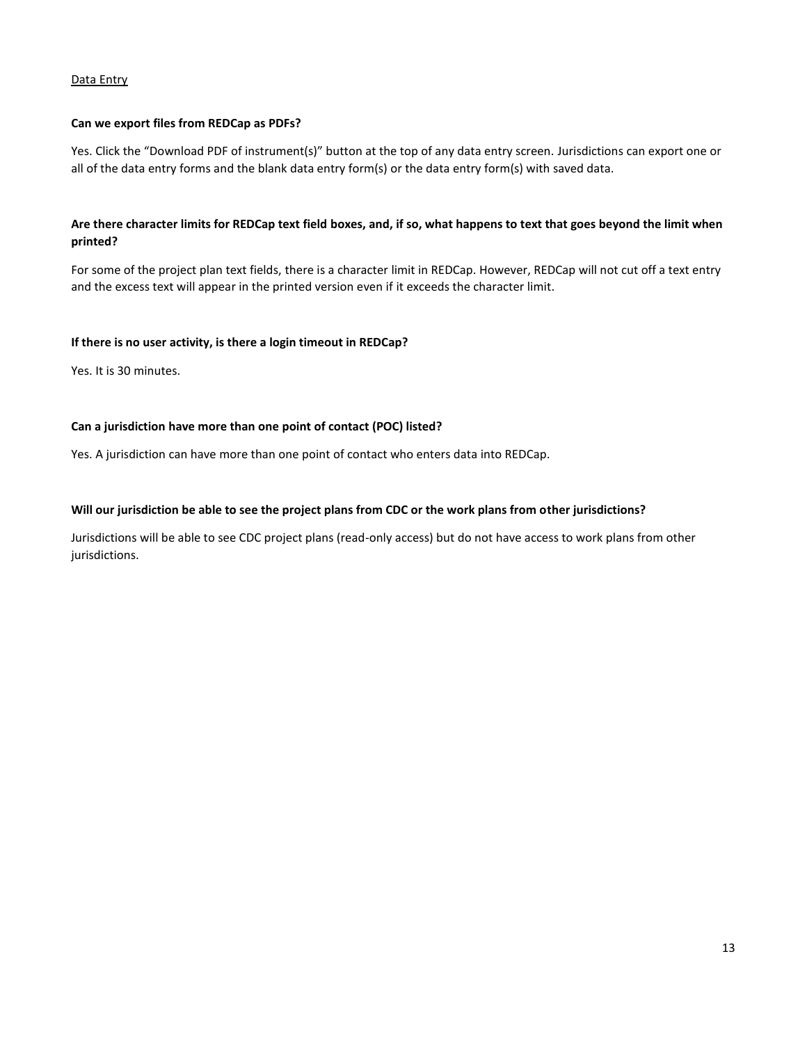Data Entry

**Can we export files from REDCap as PDFs?**

Yes. Click the "Download PDF of instrument(s)" button at the top of any data entry screen. Jurisdictions can export one or all of the data entry forms and the blank data entry form(s) or the data entry form(s) with saved data.

**Are there character limits for REDCap text field boxes, and, if so, what happens to text that goes beyond the limit when printed?**

For some of the project plan text fields, there is a character limit in REDCap. However, REDCap will not cut off a text entry and the excess text will appear in the printed version even if it exceeds the character limit.

**If there is no user activity, is there a login timeout in REDCap?**

Yes. It is 30 minutes.

**Can a jurisdiction have more than one point of contact (POC) listed?**

Yes. A jurisdiction can have more than one point of contact who enters data into REDCap.

**Will our jurisdiction be able to see the project plans from CDC or the work plans from other jurisdictions?**

Jurisdictions will be able to see CDC project plans (read-only access) but do not have access to work plans from other jurisdictions.